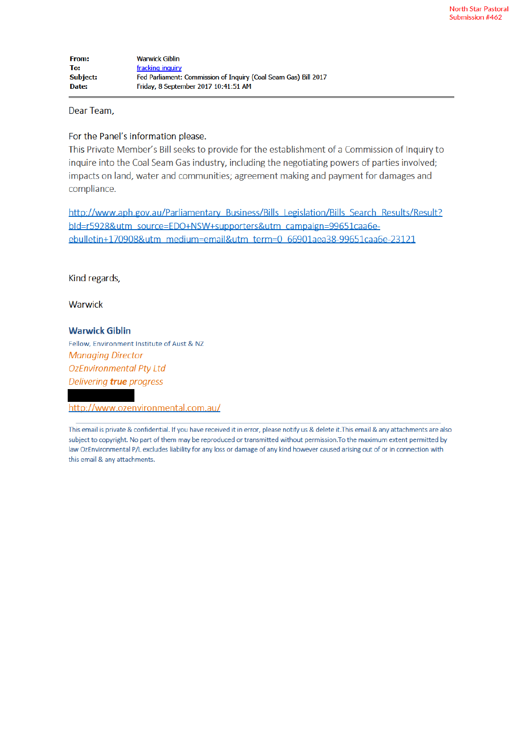North Star Pastoral
Submission #462

**From:** Warwick Giblin
**To:** fracking inquiry
**Subject:** Fed Parliament: Commission of Inquiry (Coal Seam Gas) Bill 2017
**Date:** Friday, 8 September 2017 10:41:51 AM

---

Dear Team,

For the Panel's information please.
This Private Member's Bill seeks to provide for the establishment of a Commission of Inquiry to inquire into the Coal Seam Gas industry, including the negotiating powers of parties involved; impacts on land, water and communities; agreement making and payment for damages and compliance.

http://www.aph.gov.au/Parliamentary_Business/Bills_Legislation/Bills_Search_Results/Result?bId=r5928&utm_source=EDO+NSW+supporters&utm_campaign=99651caa6e-ebulletin+170908&utm_medium=email&utm_term=0_66901aea38-99651caa6e-23121

Kind regards,

Warwick

**Warwick Giblin**
Fellow, Environment Institute of Aust & NZ
*Managing Director*
*OzEnvironmental Pty Ltd*
*Delivering **true** progress*

http://www.ozenvironmental.com.au/

---

This email is private & confidential. If you have received it in error, please notify us & delete it.This email & any attachments are also subject to copyright. No part of them may be reproduced or transmitted without permission.To the maximum extent permitted by law OzEnvironmental P/L excludes liability for any loss or damage of any kind however caused arising out of or in connection with this email & any attachments.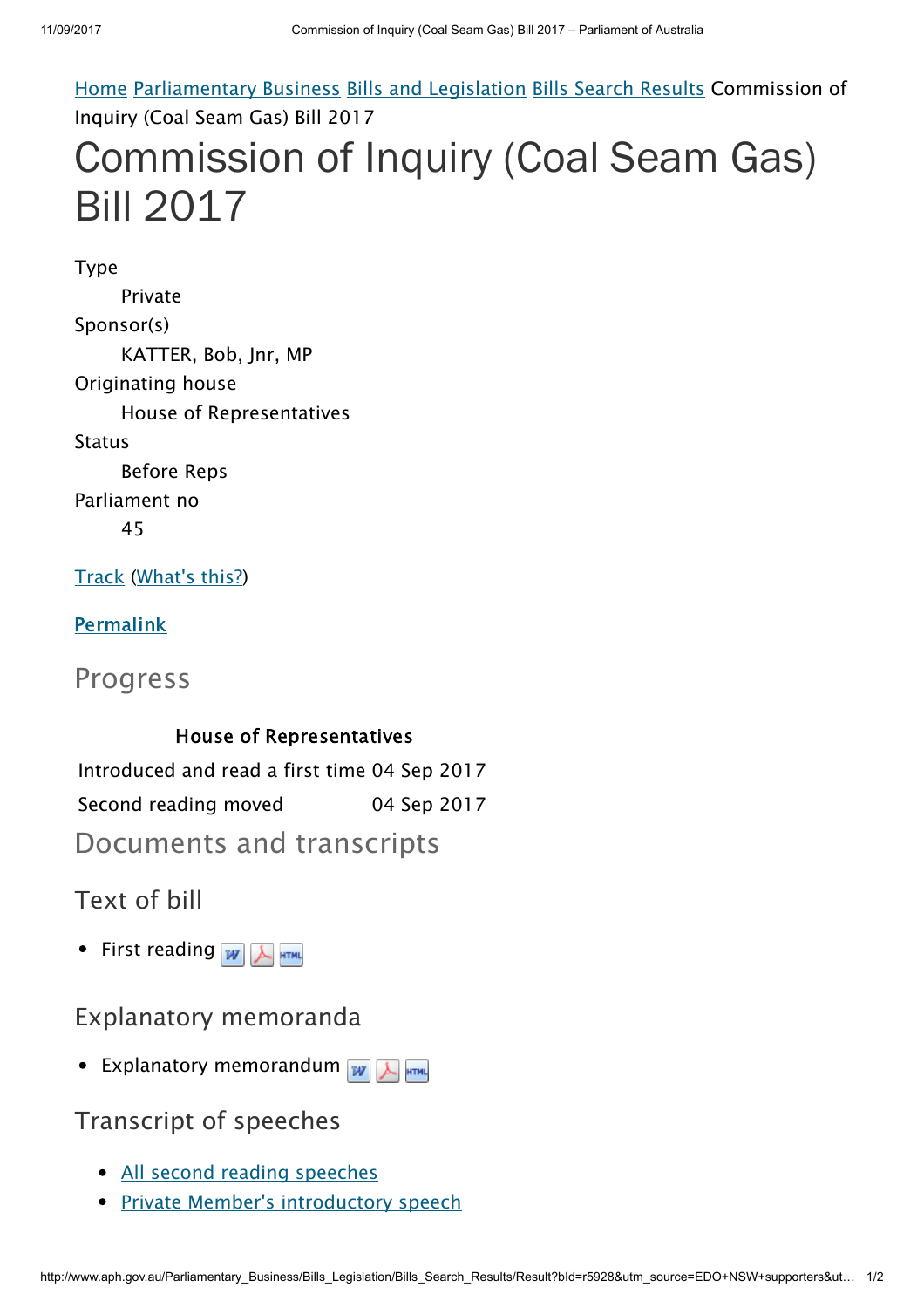Home Parliamentary Business Bills and Legislation Bills Search Results Commission of Inquiry (Coal Seam Gas) Bill 2017

# Commission of Inquiry (Coal Seam Gas) Bill 2017

Type
: Private

Sponsor(s)
: KATTER, Bob, Jnr, MP

Originating house
: House of Representatives

Status
: Before Reps

Parliament no
: 45

Track (What's this?)

**Permalink**

## Progress

| House of Representatives | |
|---|---|
| Introduced and read a first time | 04 Sep 2017 |
| Second reading moved | 04 Sep 2017 |

## Documents and transcripts

### Text of bill

- First reading

### Explanatory memoranda

- Explanatory memorandum

### Transcript of speeches

- All second reading speeches
- Private Member's introductory speech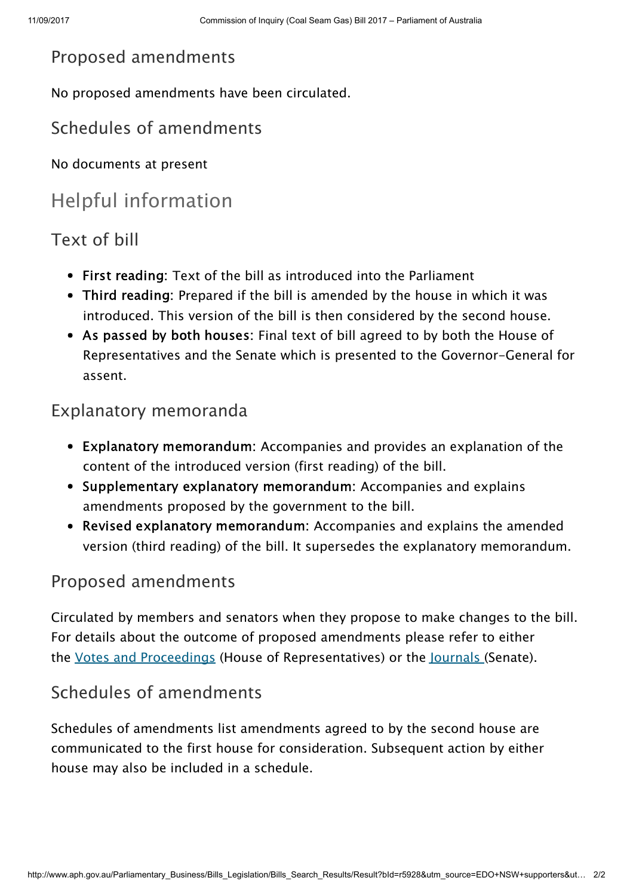### Proposed amendments

No proposed amendments have been circulated.

### Schedules of amendments

No documents at present

## Helpful information

### Text of bill

- **First reading**: Text of the bill as introduced into the Parliament
- **Third reading**: Prepared if the bill is amended by the house in which it was introduced. This version of the bill is then considered by the second house.
- **As passed by both houses**: Final text of bill agreed to by both the House of Representatives and the Senate which is presented to the Governor-General for assent.

### Explanatory memoranda

- **Explanatory memorandum**: Accompanies and provides an explanation of the content of the introduced version (first reading) of the bill.
- **Supplementary explanatory memorandum**: Accompanies and explains amendments proposed by the government to the bill.
- **Revised explanatory memorandum**: Accompanies and explains the amended version (third reading) of the bill. It supersedes the explanatory memorandum.

### Proposed amendments

Circulated by members and senators when they propose to make changes to the bill. For details about the outcome of proposed amendments please refer to either the Votes and Proceedings (House of Representatives) or the Journals (Senate).

### Schedules of amendments

Schedules of amendments list amendments agreed to by the second house are communicated to the first house for consideration. Subsequent action by either house may also be included in a schedule.